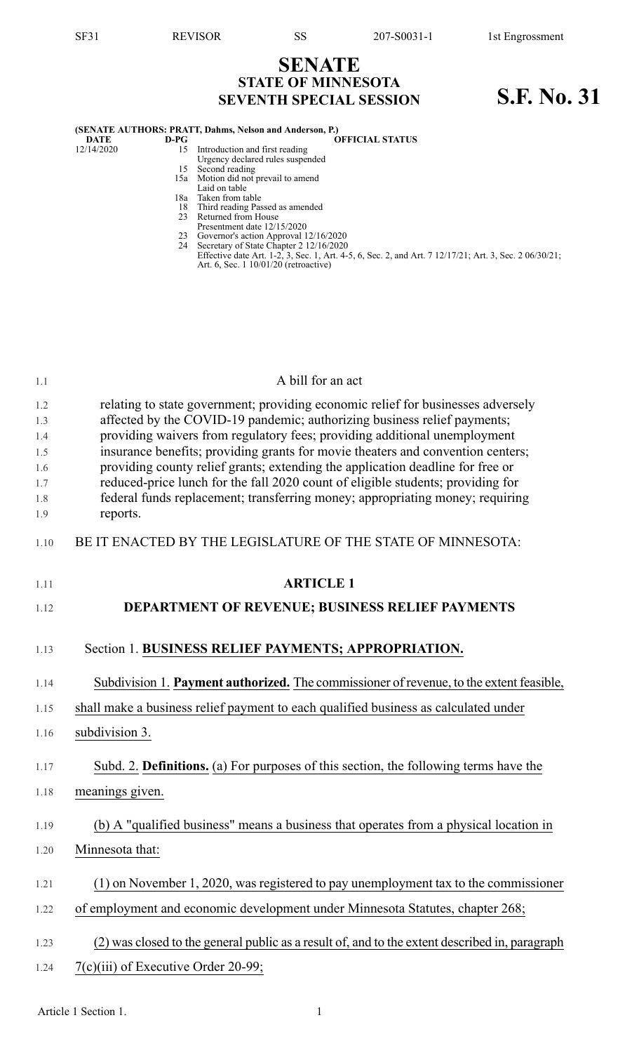# SENATE
## STATE OF MINNESOTA
## SEVENTH SPECIAL SESSION

# S.F. No. 31

**(SENATE AUTHORS: PRATT, Dahms, Nelson and Anderson, P.)**

| DATE | D-PG | OFFICIAL STATUS |
|---|---|---|
| 12/14/2020 | 15 | Introduction and first reading |
| | | Urgency declared rules suspended |
| | 15 | Second reading |
| | 15a | Motion did not prevail to amend |
| | | Laid on table |
| | 18a | Taken from table |
| | 18 | Third reading Passed as amended |
| | 23 | Returned from House |
| | | Presentment date 12/15/2020 |
| | 23 | Governor's action Approval 12/16/2020 |
| | 24 | Secretary of State Chapter 2 12/16/2020 |
| | | Effective date Art. 1-2, 3, Sec. 1, Art. 4-5, 6, Sec. 2, and Art. 7 12/17/21; Art. 3, Sec. 2 06/30/21; Art. 6, Sec. 1 10/01/20 (retroactive) |

A bill for an act

relating to state government; providing economic relief for businesses adversely affected by the COVID-19 pandemic; authorizing business relief payments; providing waivers from regulatory fees; providing additional unemployment insurance benefits; providing grants for movie theaters and convention centers; providing county relief grants; extending the application deadline for free or reduced-price lunch for the fall 2020 count of eligible students; providing for federal funds replacement; transferring money; appropriating money; requiring reports.

BE IT ENACTED BY THE LEGISLATURE OF THE STATE OF MINNESOTA:

## ARTICLE 1
## DEPARTMENT OF REVENUE; BUSINESS RELIEF PAYMENTS

Section 1. **BUSINESS RELIEF PAYMENTS; APPROPRIATION.**

Subdivision 1. **Payment authorized.** The commissioner of revenue, to the extent feasible, shall make a business relief payment to each qualified business as calculated under subdivision 3.

Subd. 2. **Definitions.** (a) For purposes of this section, the following terms have the meanings given.

(b) A "qualified business" means a business that operates from a physical location in Minnesota that:

(1) on November 1, 2020, was registered to pay unemployment tax to the commissioner of employment and economic development under Minnesota Statutes, chapter 268;

(2) was closed to the general public as a result of, and to the extent described in, paragraph 7(c)(iii) of Executive Order 20-99;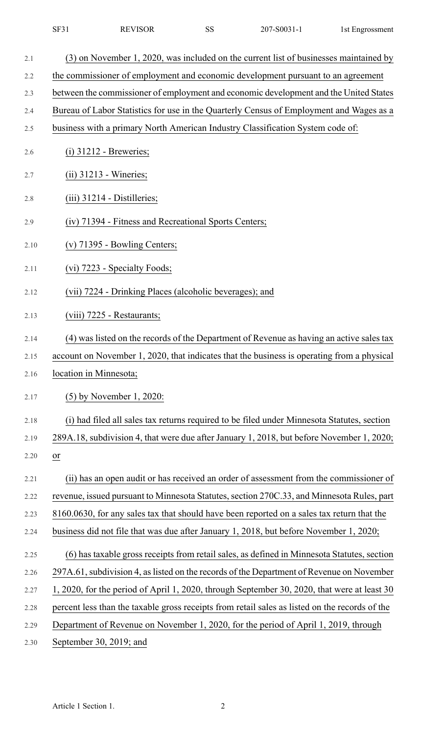(3) on November 1, 2020, was included on the current list of businesses maintained by the commissioner of employment and economic development pursuant to an agreement between the commissioner of employment and economic development and the United States Bureau of Labor Statistics for use in the Quarterly Census of Employment and Wages as a business with a primary North American Industry Classification System code of:

(i) 31212 - Breweries;

(ii) 31213 - Wineries;

(iii) 31214 - Distilleries;

(iv) 71394 - Fitness and Recreational Sports Centers;

(v) 71395 - Bowling Centers;

(vi) 7223 - Specialty Foods;

(vii) 7224 - Drinking Places (alcoholic beverages); and

(viii) 7225 - Restaurants;

(4) was listed on the records of the Department of Revenue as having an active sales tax account on November 1, 2020, that indicates that the business is operating from a physical location in Minnesota;

(5) by November 1, 2020:

(i) had filed all sales tax returns required to be filed under Minnesota Statutes, section 289A.18, subdivision 4, that were due after January 1, 2018, but before November 1, 2020; or

(ii) has an open audit or has received an order of assessment from the commissioner of revenue, issued pursuant to Minnesota Statutes, section 270C.33, and Minnesota Rules, part 8160.0630, for any sales tax that should have been reported on a sales tax return that the business did not file that was due after January 1, 2018, but before November 1, 2020;

(6) has taxable gross receipts from retail sales, as defined in Minnesota Statutes, section 297A.61, subdivision 4, as listed on the records of the Department of Revenue on November 1, 2020, for the period of April 1, 2020, through September 30, 2020, that were at least 30 percent less than the taxable gross receipts from retail sales as listed on the records of the Department of Revenue on November 1, 2020, for the period of April 1, 2019, through September 30, 2019; and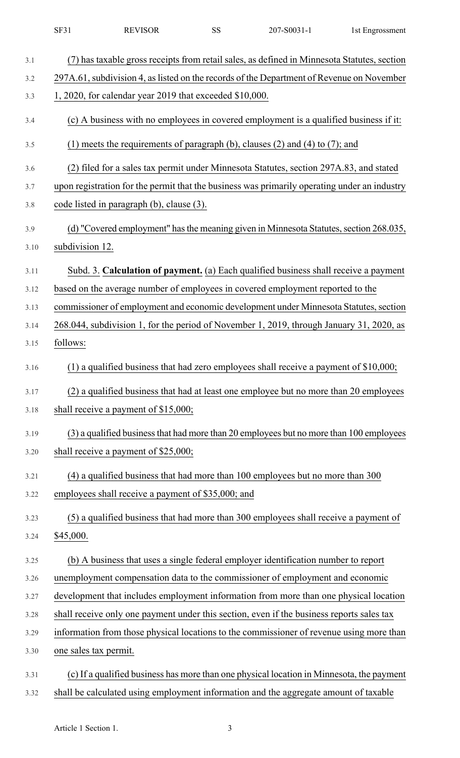(7) has taxable gross receipts from retail sales, as defined in Minnesota Statutes, section 297A.61, subdivision 4, as listed on the records of the Department of Revenue on November 1, 2020, for calendar year 2019 that exceeded $10,000.

(c) A business with no employees in covered employment is a qualified business if it:

(1) meets the requirements of paragraph (b), clauses (2) and (4) to (7); and

(2) filed for a sales tax permit under Minnesota Statutes, section 297A.83, and stated upon registration for the permit that the business was primarily operating under an industry code listed in paragraph (b), clause (3).

(d) "Covered employment" has the meaning given in Minnesota Statutes, section 268.035, subdivision 12.

Subd. 3. **Calculation of payment.** (a) Each qualified business shall receive a payment based on the average number of employees in covered employment reported to the commissioner of employment and economic development under Minnesota Statutes, section 268.044, subdivision 1, for the period of November 1, 2019, through January 31, 2020, as follows:

(1) a qualified business that had zero employees shall receive a payment of $10,000;

(2) a qualified business that had at least one employee but no more than 20 employees shall receive a payment of $15,000;

(3) a qualified business that had more than 20 employees but no more than 100 employees shall receive a payment of $25,000;

(4) a qualified business that had more than 100 employees but no more than 300 employees shall receive a payment of $35,000; and

(5) a qualified business that had more than 300 employees shall receive a payment of $45,000.

(b) A business that uses a single federal employer identification number to report unemployment compensation data to the commissioner of employment and economic development that includes employment information from more than one physical location shall receive only one payment under this section, even if the business reports sales tax information from those physical locations to the commissioner of revenue using more than one sales tax permit.

(c) If a qualified business has more than one physical location in Minnesota, the payment shall be calculated using employment information and the aggregate amount of taxable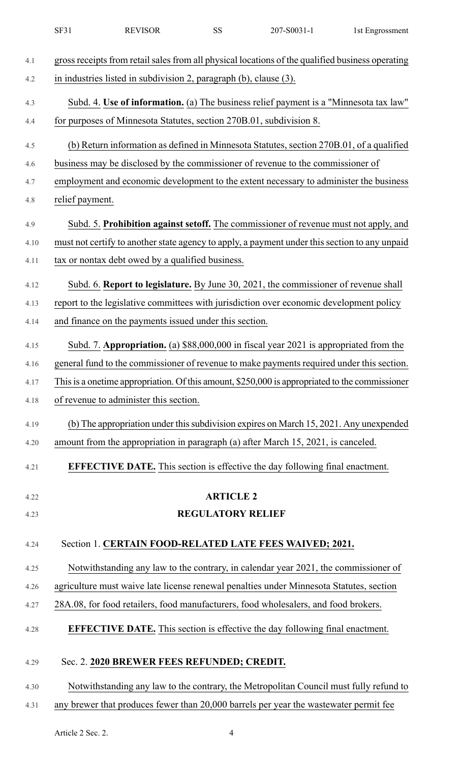gross receipts from retail sales from all physical locations of the qualified business operating in industries listed in subdivision 2, paragraph (b), clause (3).

Subd. 4. **Use of information.** (a) The business relief payment is a "Minnesota tax law" for purposes of Minnesota Statutes, section 270B.01, subdivision 8.

(b) Return information as defined in Minnesota Statutes, section 270B.01, of a qualified business may be disclosed by the commissioner of revenue to the commissioner of employment and economic development to the extent necessary to administer the business relief payment.

Subd. 5. **Prohibition against setoff.** The commissioner of revenue must not apply, and must not certify to another state agency to apply, a payment under this section to any unpaid tax or nontax debt owed by a qualified business.

Subd. 6. **Report to legislature.** By June 30, 2021, the commissioner of revenue shall report to the legislative committees with jurisdiction over economic development policy and finance on the payments issued under this section.

Subd. 7. **Appropriation.** (a) $88,000,000 in fiscal year 2021 is appropriated from the general fund to the commissioner of revenue to make payments required under this section. This is a onetime appropriation. Of this amount, $250,000 is appropriated to the commissioner of revenue to administer this section.

(b) The appropriation under this subdivision expires on March 15, 2021. Any unexpended amount from the appropriation in paragraph (a) after March 15, 2021, is canceled.

**EFFECTIVE DATE.** This section is effective the day following final enactment.

## ARTICLE 2
## REGULATORY RELIEF

Section 1. **CERTAIN FOOD-RELATED LATE FEES WAIVED; 2021.**

Notwithstanding any law to the contrary, in calendar year 2021, the commissioner of agriculture must waive late license renewal penalties under Minnesota Statutes, section 28A.08, for food retailers, food manufacturers, food wholesalers, and food brokers.

**EFFECTIVE DATE.** This section is effective the day following final enactment.

Sec. 2. **2020 BREWER FEES REFUNDED; CREDIT.**

Notwithstanding any law to the contrary, the Metropolitan Council must fully refund to any brewer that produces fewer than 20,000 barrels per year the wastewater permit fee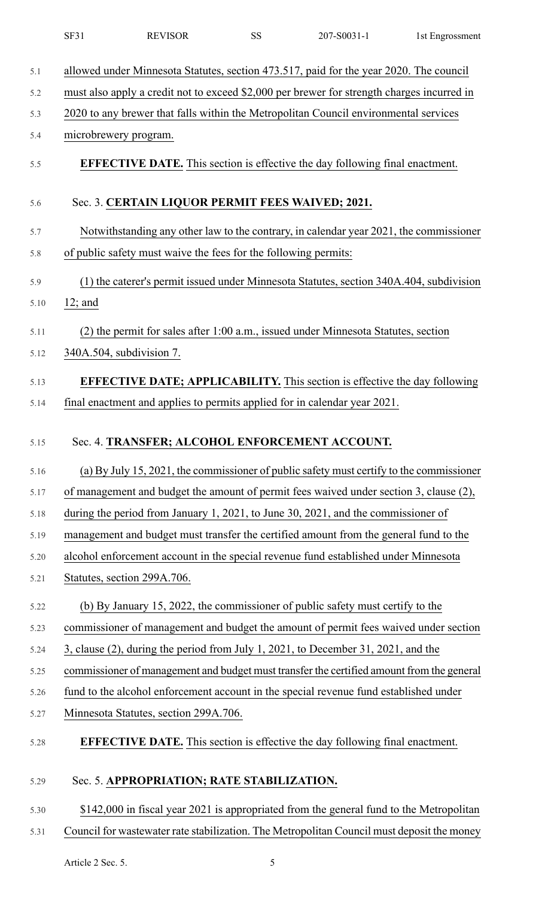allowed under Minnesota Statutes, section 473.517, paid for the year 2020. The council must also apply a credit not to exceed $2,000 per brewer for strength charges incurred in 2020 to any brewer that falls within the Metropolitan Council environmental services microbrewery program.

**EFFECTIVE DATE.** This section is effective the day following final enactment.

Sec. 3. **CERTAIN LIQUOR PERMIT FEES WAIVED; 2021.**

Notwithstanding any other law to the contrary, in calendar year 2021, the commissioner of public safety must waive the fees for the following permits:

(1) the caterer's permit issued under Minnesota Statutes, section 340A.404, subdivision 12; and

(2) the permit for sales after 1:00 a.m., issued under Minnesota Statutes, section 340A.504, subdivision 7.

**EFFECTIVE DATE; APPLICABILITY.** This section is effective the day following final enactment and applies to permits applied for in calendar year 2021.

Sec. 4. **TRANSFER; ALCOHOL ENFORCEMENT ACCOUNT.**

(a) By July 15, 2021, the commissioner of public safety must certify to the commissioner of management and budget the amount of permit fees waived under section 3, clause (2), during the period from January 1, 2021, to June 30, 2021, and the commissioner of management and budget must transfer the certified amount from the general fund to the alcohol enforcement account in the special revenue fund established under Minnesota Statutes, section 299A.706.

(b) By January 15, 2022, the commissioner of public safety must certify to the commissioner of management and budget the amount of permit fees waived under section 3, clause (2), during the period from July 1, 2021, to December 31, 2021, and the commissioner of management and budget must transfer the certified amount from the general fund to the alcohol enforcement account in the special revenue fund established under Minnesota Statutes, section 299A.706.

**EFFECTIVE DATE.** This section is effective the day following final enactment.

Sec. 5. **APPROPRIATION; RATE STABILIZATION.**

$142,000 in fiscal year 2021 is appropriated from the general fund to the Metropolitan Council for wastewater rate stabilization. The Metropolitan Council must deposit the money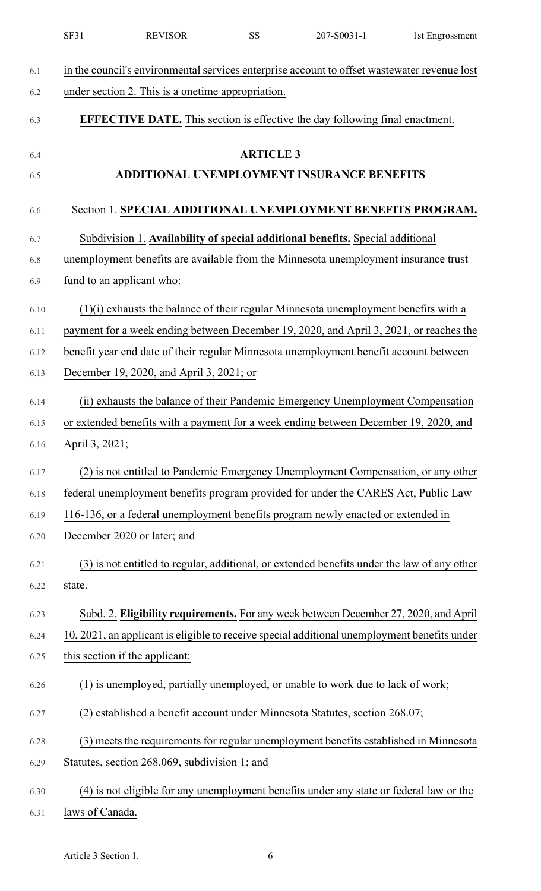in the council's environmental services enterprise account to offset wastewater revenue lost under section 2. This is a onetime appropriation.

**EFFECTIVE DATE.** This section is effective the day following final enactment.

## ARTICLE 3
## ADDITIONAL UNEMPLOYMENT INSURANCE BENEFITS

Section 1. **SPECIAL ADDITIONAL UNEMPLOYMENT BENEFITS PROGRAM.**

Subdivision 1. **Availability of special additional benefits.** Special additional unemployment benefits are available from the Minnesota unemployment insurance trust fund to an applicant who:

(1)(i) exhausts the balance of their regular Minnesota unemployment benefits with a payment for a week ending between December 19, 2020, and April 3, 2021, or reaches the benefit year end date of their regular Minnesota unemployment benefit account between December 19, 2020, and April 3, 2021; or

(ii) exhausts the balance of their Pandemic Emergency Unemployment Compensation or extended benefits with a payment for a week ending between December 19, 2020, and April 3, 2021;

(2) is not entitled to Pandemic Emergency Unemployment Compensation, or any other federal unemployment benefits program provided for under the CARES Act, Public Law 116-136, or a federal unemployment benefits program newly enacted or extended in December 2020 or later; and

(3) is not entitled to regular, additional, or extended benefits under the law of any other state.

Subd. 2. **Eligibility requirements.** For any week between December 27, 2020, and April 10, 2021, an applicant is eligible to receive special additional unemployment benefits under this section if the applicant:

(1) is unemployed, partially unemployed, or unable to work due to lack of work;

(2) established a benefit account under Minnesota Statutes, section 268.07;

(3) meets the requirements for regular unemployment benefits established in Minnesota Statutes, section 268.069, subdivision 1; and

(4) is not eligible for any unemployment benefits under any state or federal law or the laws of Canada.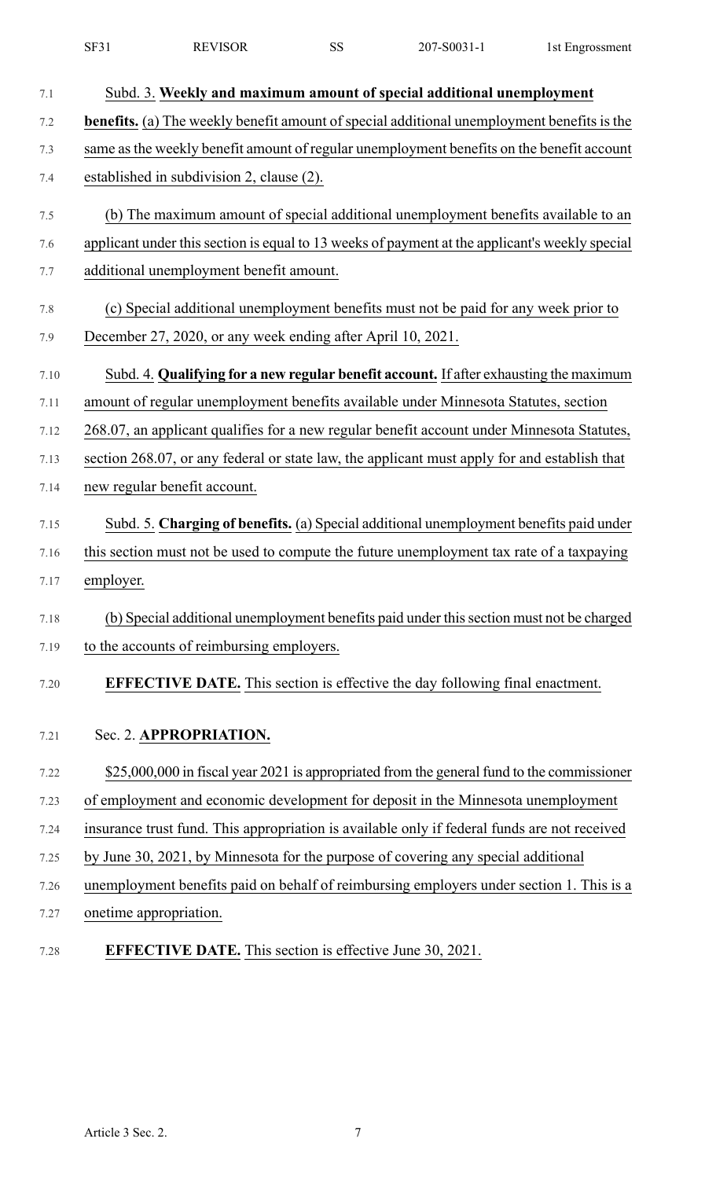Subd. 3. **Weekly and maximum amount of special additional unemployment benefits.** (a) The weekly benefit amount of special additional unemployment benefits is the same as the weekly benefit amount of regular unemployment benefits on the benefit account established in subdivision 2, clause (2).

(b) The maximum amount of special additional unemployment benefits available to an applicant under this section is equal to 13 weeks of payment at the applicant's weekly special additional unemployment benefit amount.

(c) Special additional unemployment benefits must not be paid for any week prior to December 27, 2020, or any week ending after April 10, 2021.

Subd. 4. **Qualifying for a new regular benefit account.** If after exhausting the maximum amount of regular unemployment benefits available under Minnesota Statutes, section 268.07, an applicant qualifies for a new regular benefit account under Minnesota Statutes, section 268.07, or any federal or state law, the applicant must apply for and establish that new regular benefit account.

Subd. 5. **Charging of benefits.** (a) Special additional unemployment benefits paid under this section must not be used to compute the future unemployment tax rate of a taxpaying employer.

(b) Special additional unemployment benefits paid under this section must not be charged to the accounts of reimbursing employers.

**EFFECTIVE DATE.** This section is effective the day following final enactment.

Sec. 2. **APPROPRIATION.**

$25,000,000 in fiscal year 2021 is appropriated from the general fund to the commissioner of employment and economic development for deposit in the Minnesota unemployment insurance trust fund. This appropriation is available only if federal funds are not received by June 30, 2021, by Minnesota for the purpose of covering any special additional unemployment benefits paid on behalf of reimbursing employers under section 1. This is a onetime appropriation.

**EFFECTIVE DATE.** This section is effective June 30, 2021.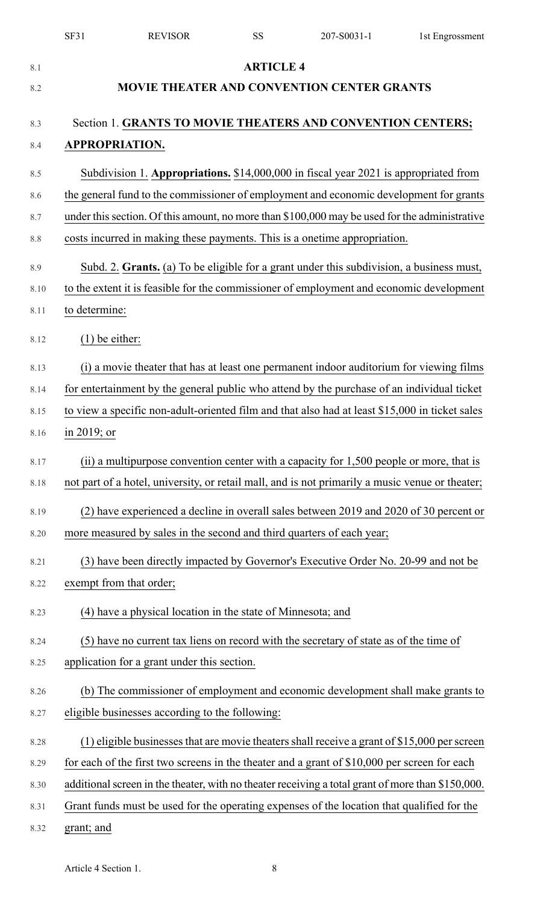## ARTICLE 4

## MOVIE THEATER AND CONVENTION CENTER GRANTS

Section 1. **GRANTS TO MOVIE THEATERS AND CONVENTION CENTERS; APPROPRIATION.**

Subdivision 1. **Appropriations.** $14,000,000 in fiscal year 2021 is appropriated from the general fund to the commissioner of employment and economic development for grants under this section. Of this amount, no more than $100,000 may be used for the administrative costs incurred in making these payments. This is a onetime appropriation.

Subd. 2. **Grants.** (a) To be eligible for a grant under this subdivision, a business must, to the extent it is feasible for the commissioner of employment and economic development to determine:

(1) be either:

(i) a movie theater that has at least one permanent indoor auditorium for viewing films for entertainment by the general public who attend by the purchase of an individual ticket to view a specific non-adult-oriented film and that also had at least $15,000 in ticket sales in 2019; or

(ii) a multipurpose convention center with a capacity for 1,500 people or more, that is not part of a hotel, university, or retail mall, and is not primarily a music venue or theater;

(2) have experienced a decline in overall sales between 2019 and 2020 of 30 percent or more measured by sales in the second and third quarters of each year;

(3) have been directly impacted by Governor's Executive Order No. 20-99 and not be exempt from that order;

(4) have a physical location in the state of Minnesota; and

(5) have no current tax liens on record with the secretary of state as of the time of application for a grant under this section.

(b) The commissioner of employment and economic development shall make grants to eligible businesses according to the following:

(1) eligible businesses that are movie theaters shall receive a grant of $15,000 per screen for each of the first two screens in the theater and a grant of $10,000 per screen for each additional screen in the theater, with no theater receiving a total grant of more than $150,000. Grant funds must be used for the operating expenses of the location that qualified for the grant; and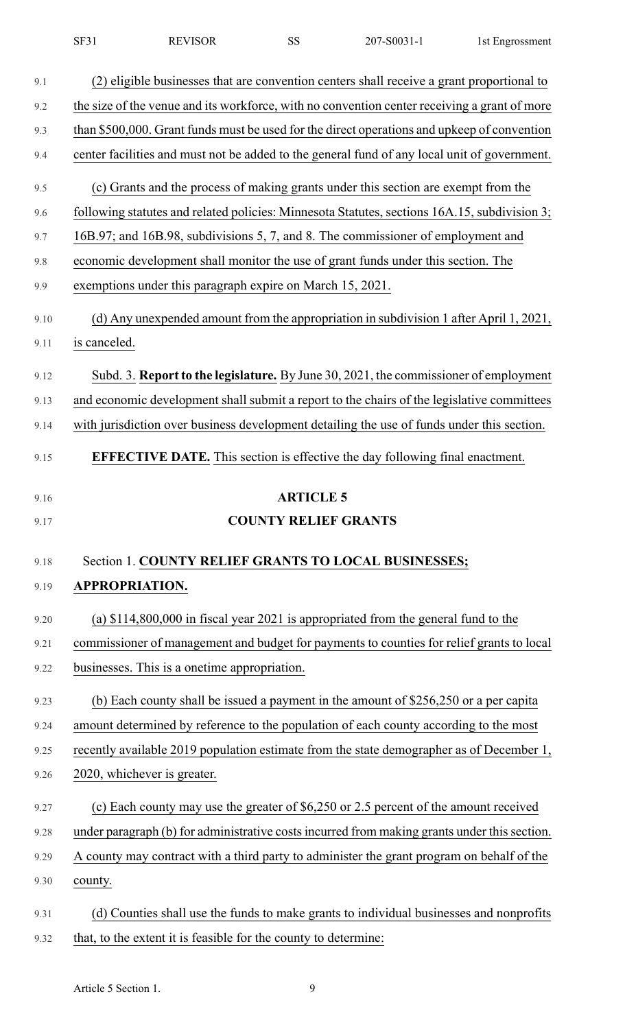(2) eligible businesses that are convention centers shall receive a grant proportional to the size of the venue and its workforce, with no convention center receiving a grant of more than $500,000. Grant funds must be used for the direct operations and upkeep of convention center facilities and must not be added to the general fund of any local unit of government.

(c) Grants and the process of making grants under this section are exempt from the following statutes and related policies: Minnesota Statutes, sections 16A.15, subdivision 3; 16B.97; and 16B.98, subdivisions 5, 7, and 8. The commissioner of employment and economic development shall monitor the use of grant funds under this section. The exemptions under this paragraph expire on March 15, 2021.

(d) Any unexpended amount from the appropriation in subdivision 1 after April 1, 2021, is canceled.

Subd. 3. **Report to the legislature.** By June 30, 2021, the commissioner of employment and economic development shall submit a report to the chairs of the legislative committees with jurisdiction over business development detailing the use of funds under this section.

**EFFECTIVE DATE.** This section is effective the day following final enactment.

## ARTICLE 5
## COUNTY RELIEF GRANTS

Section 1. **COUNTY RELIEF GRANTS TO LOCAL BUSINESSES; APPROPRIATION.**

(a) $114,800,000 in fiscal year 2021 is appropriated from the general fund to the commissioner of management and budget for payments to counties for relief grants to local businesses. This is a onetime appropriation.

(b) Each county shall be issued a payment in the amount of $256,250 or a per capita amount determined by reference to the population of each county according to the most recently available 2019 population estimate from the state demographer as of December 1, 2020, whichever is greater.

(c) Each county may use the greater of $6,250 or 2.5 percent of the amount received under paragraph (b) for administrative costs incurred from making grants under this section. A county may contract with a third party to administer the grant program on behalf of the county.

(d) Counties shall use the funds to make grants to individual businesses and nonprofits that, to the extent it is feasible for the county to determine: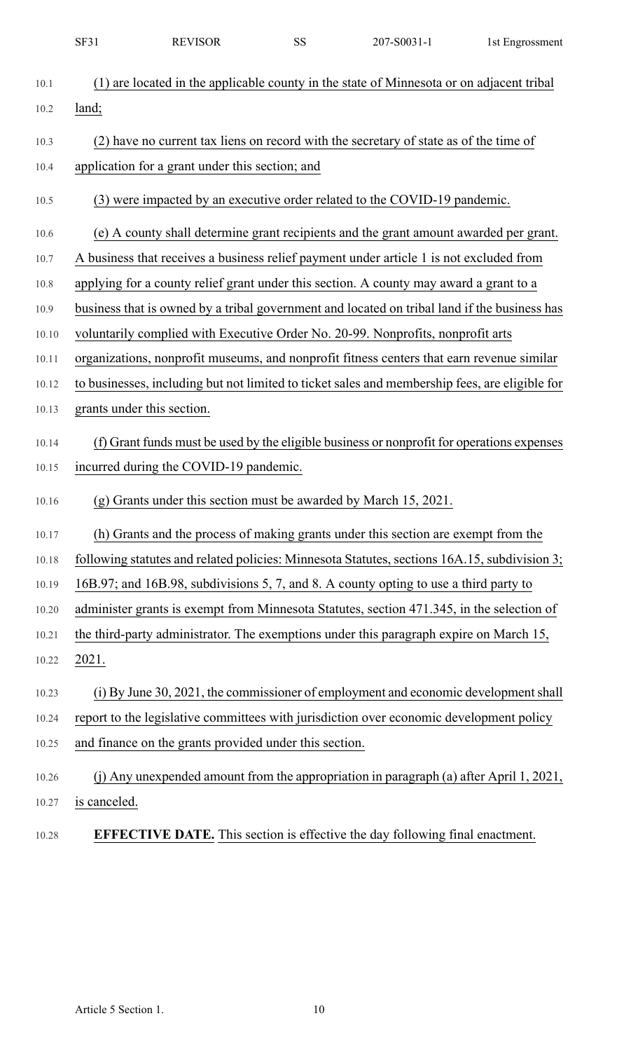(1) are located in the applicable county in the state of Minnesota or on adjacent tribal land;

(2) have no current tax liens on record with the secretary of state as of the time of application for a grant under this section; and

(3) were impacted by an executive order related to the COVID-19 pandemic.

(e) A county shall determine grant recipients and the grant amount awarded per grant. A business that receives a business relief payment under article 1 is not excluded from applying for a county relief grant under this section. A county may award a grant to a business that is owned by a tribal government and located on tribal land if the business has voluntarily complied with Executive Order No. 20-99. Nonprofits, nonprofit arts organizations, nonprofit museums, and nonprofit fitness centers that earn revenue similar to businesses, including but not limited to ticket sales and membership fees, are eligible for grants under this section.

(f) Grant funds must be used by the eligible business or nonprofit for operations expenses incurred during the COVID-19 pandemic.

(g) Grants under this section must be awarded by March 15, 2021.

(h) Grants and the process of making grants under this section are exempt from the following statutes and related policies: Minnesota Statutes, sections 16A.15, subdivision 3; 16B.97; and 16B.98, subdivisions 5, 7, and 8. A county opting to use a third party to administer grants is exempt from Minnesota Statutes, section 471.345, in the selection of the third-party administrator. The exemptions under this paragraph expire on March 15, 2021.

(i) By June 30, 2021, the commissioner of employment and economic development shall report to the legislative committees with jurisdiction over economic development policy and finance on the grants provided under this section.

(j) Any unexpended amount from the appropriation in paragraph (a) after April 1, 2021, is canceled.

**EFFECTIVE DATE.** This section is effective the day following final enactment.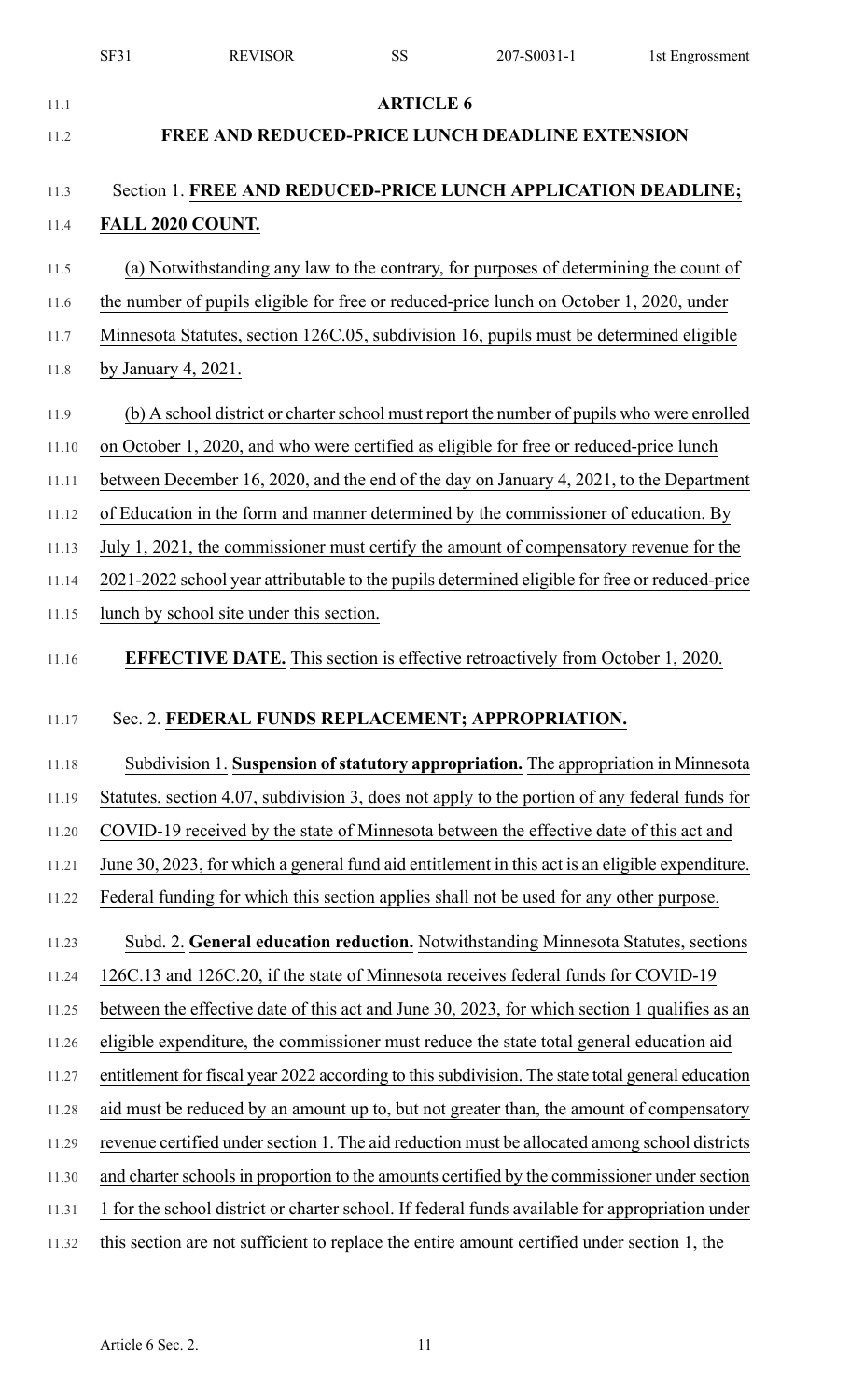## ARTICLE 6

## FREE AND REDUCED-PRICE LUNCH DEADLINE EXTENSION

Section 1. **FREE AND REDUCED-PRICE LUNCH APPLICATION DEADLINE; FALL 2020 COUNT.**

(a) Notwithstanding any law to the contrary, for purposes of determining the count of the number of pupils eligible for free or reduced-price lunch on October 1, 2020, under Minnesota Statutes, section 126C.05, subdivision 16, pupils must be determined eligible by January 4, 2021.

(b) A school district or charter school must report the number of pupils who were enrolled on October 1, 2020, and who were certified as eligible for free or reduced-price lunch between December 16, 2020, and the end of the day on January 4, 2021, to the Department of Education in the form and manner determined by the commissioner of education. By July 1, 2021, the commissioner must certify the amount of compensatory revenue for the 2021-2022 school year attributable to the pupils determined eligible for free or reduced-price lunch by school site under this section.

**EFFECTIVE DATE.** This section is effective retroactively from October 1, 2020.

Sec. 2. **FEDERAL FUNDS REPLACEMENT; APPROPRIATION.**

Subdivision 1. **Suspension of statutory appropriation.** The appropriation in Minnesota Statutes, section 4.07, subdivision 3, does not apply to the portion of any federal funds for COVID-19 received by the state of Minnesota between the effective date of this act and June 30, 2023, for which a general fund aid entitlement in this act is an eligible expenditure. Federal funding for which this section applies shall not be used for any other purpose.

Subd. 2. **General education reduction.** Notwithstanding Minnesota Statutes, sections 126C.13 and 126C.20, if the state of Minnesota receives federal funds for COVID-19 between the effective date of this act and June 30, 2023, for which section 1 qualifies as an eligible expenditure, the commissioner must reduce the state total general education aid entitlement for fiscal year 2022 according to this subdivision. The state total general education aid must be reduced by an amount up to, but not greater than, the amount of compensatory revenue certified under section 1. The aid reduction must be allocated among school districts and charter schools in proportion to the amounts certified by the commissioner under section 1 for the school district or charter school. If federal funds available for appropriation under this section are not sufficient to replace the entire amount certified under section 1, the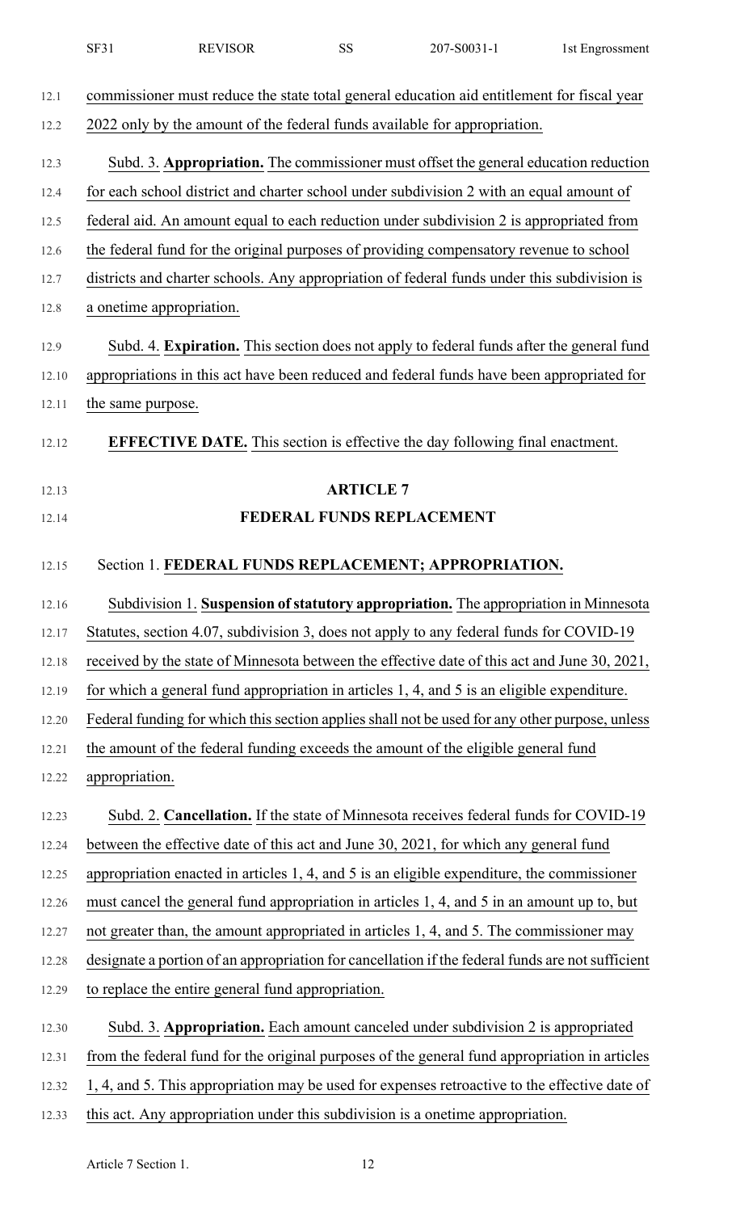commissioner must reduce the state total general education aid entitlement for fiscal year 2022 only by the amount of the federal funds available for appropriation.

Subd. 3. **Appropriation.** The commissioner must offset the general education reduction for each school district and charter school under subdivision 2 with an equal amount of federal aid. An amount equal to each reduction under subdivision 2 is appropriated from the federal fund for the original purposes of providing compensatory revenue to school districts and charter schools. Any appropriation of federal funds under this subdivision is a onetime appropriation.

Subd. 4. **Expiration.** This section does not apply to federal funds after the general fund appropriations in this act have been reduced and federal funds have been appropriated for the same purpose.

**EFFECTIVE DATE.** This section is effective the day following final enactment.

## ARTICLE 7

## FEDERAL FUNDS REPLACEMENT

Section 1. **FEDERAL FUNDS REPLACEMENT; APPROPRIATION.**

Subdivision 1. **Suspension of statutory appropriation.** The appropriation in Minnesota Statutes, section 4.07, subdivision 3, does not apply to any federal funds for COVID-19 received by the state of Minnesota between the effective date of this act and June 30, 2021, for which a general fund appropriation in articles 1, 4, and 5 is an eligible expenditure. Federal funding for which this section applies shall not be used for any other purpose, unless the amount of the federal funding exceeds the amount of the eligible general fund appropriation.

Subd. 2. **Cancellation.** If the state of Minnesota receives federal funds for COVID-19 between the effective date of this act and June 30, 2021, for which any general fund appropriation enacted in articles 1, 4, and 5 is an eligible expenditure, the commissioner must cancel the general fund appropriation in articles 1, 4, and 5 in an amount up to, but not greater than, the amount appropriated in articles 1, 4, and 5. The commissioner may designate a portion of an appropriation for cancellation if the federal funds are not sufficient to replace the entire general fund appropriation.

Subd. 3. **Appropriation.** Each amount canceled under subdivision 2 is appropriated from the federal fund for the original purposes of the general fund appropriation in articles 1, 4, and 5. This appropriation may be used for expenses retroactive to the effective date of this act. Any appropriation under this subdivision is a onetime appropriation.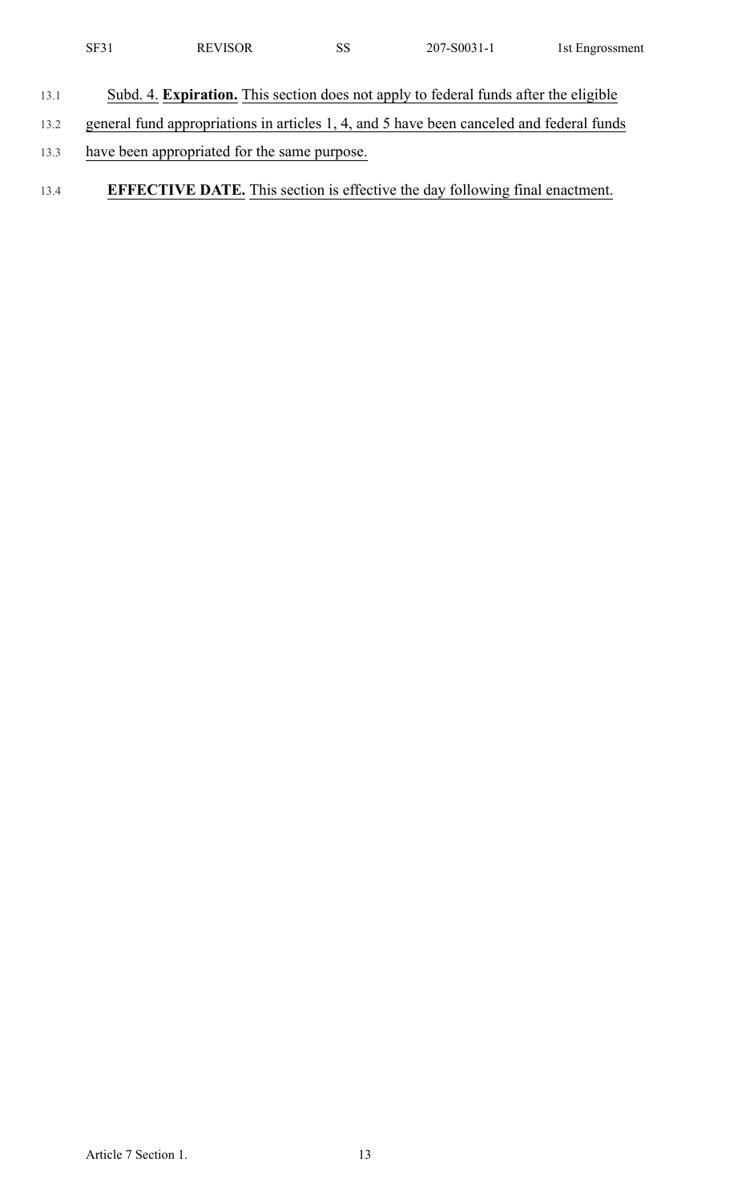Subd. 4. **Expiration.** This section does not apply to federal funds after the eligible general fund appropriations in articles 1, 4, and 5 have been canceled and federal funds have been appropriated for the same purpose.

**EFFECTIVE DATE.** This section is effective the day following final enactment.